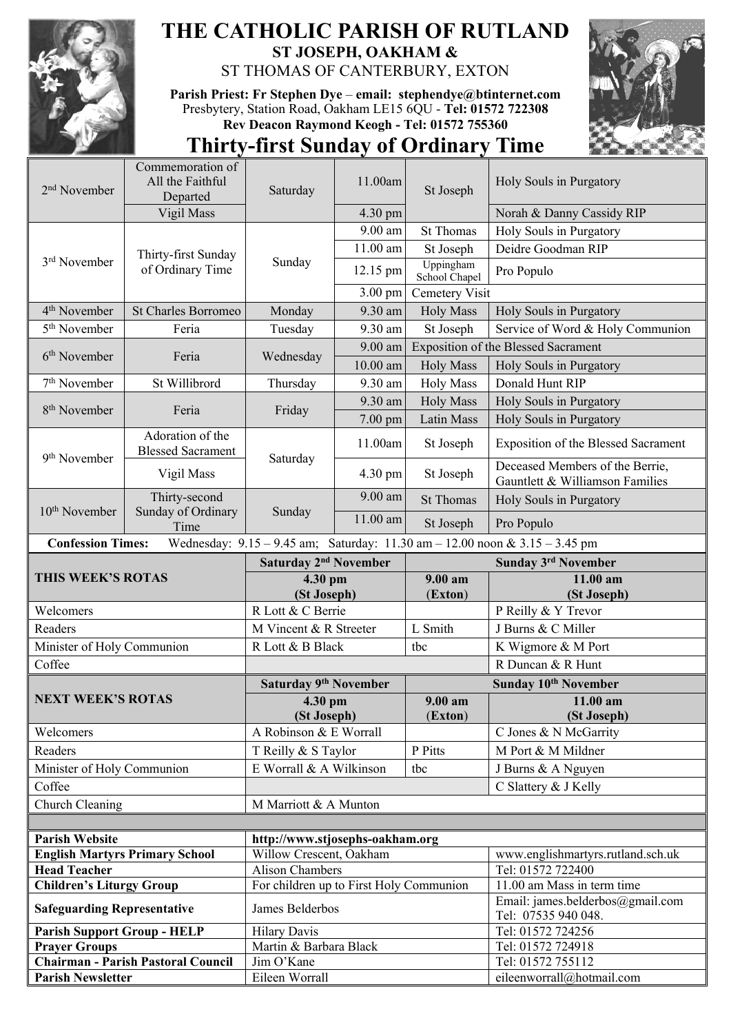# THE CATHOLIC PARISH OF RUTLAND

## ST JOSEPH, OAKHAM &

## ST THOMAS OF CANTERBURY, EXTON

**Parish Priest: Fr Stephen Dye – email: stephendye@btinternet.com**
Presbytery, Station Road, Oakham LE15 6QU - **Tel: 01572 722308**
**Rev Deacon Raymond Keogh - Tel: 01572 755360**

# Thirty-first Sunday of Ordinary Time

| | | | | | |
|---|---|---|---|---|---|
| 2nd November | Commemoration of All the Faithful Departed | Saturday | 11.00am | St Joseph | Holy Souls in Purgatory |
| | Vigil Mass | | 4.30 pm | | Norah & Danny Cassidy RIP |
| 3rd November | Thirty-first Sunday of Ordinary Time | Sunday | 9.00 am | St Thomas | Holy Souls in Purgatory |
| | | | 11.00 am | St Joseph | Deidre Goodman RIP |
| | | | 12.15 pm | Uppingham School Chapel | Pro Populo |
| | | | 3.00 pm | Cemetery Visit | |
| 4th November | St Charles Borromeo | Monday | 9.30 am | Holy Mass | Holy Souls in Purgatory |
| 5th November | Feria | Tuesday | 9.30 am | St Joseph | Service of Word & Holy Communion |
| 6th November | Feria | Wednesday | 9.00 am | Exposition of the Blessed Sacrament | |
| | | | 10.00 am | Holy Mass | Holy Souls in Purgatory |
| 7th November | St Willibrord | Thursday | 9.30 am | Holy Mass | Donald Hunt RIP |
| 8th November | Feria | Friday | 9.30 am | Holy Mass | Holy Souls in Purgatory |
| | | | 7.00 pm | Latin Mass | Holy Souls in Purgatory |
| 9th November | Adoration of the Blessed Sacrament | Saturday | 11.00am | St Joseph | Exposition of the Blessed Sacrament |
| | Vigil Mass | | 4.30 pm | St Joseph | Deceased Members of the Berrie, Gauntlett & Williamson Families |
| 10th November | Thirty-second Sunday of Ordinary Time | Sunday | 9.00 am | St Thomas | Holy Souls in Purgatory |
| | | | 11.00 am | St Joseph | Pro Populo |

**Confession Times:** Wednesday: 9.15 – 9.45 am; Saturday: 11.30 am – 12.00 noon & 3.15 – 3.45 pm

| THIS WEEK'S ROTAS | Saturday 2nd November 4.30 pm (St Joseph) | Sunday 3rd November 9.00 am (Exton) | Sunday 3rd November 11.00 am (St Joseph) |
|---|---|---|---|
| Welcomers | R Lott & C Berrie | | P Reilly & Y Trevor |
| Readers | M Vincent & R Streeter | L Smith | J Burns & C Miller |
| Minister of Holy Communion | R Lott & B Black | tbc | K Wigmore & M Port |
| Coffee | | | R Duncan & R Hunt |

| NEXT WEEK'S ROTAS | Saturday 9th November 4.30 pm (St Joseph) | Sunday 10th November 9.00 am (Exton) | Sunday 10th November 11.00 am (St Joseph) |
|---|---|---|---|
| Welcomers | A Robinson & E Worrall | | C Jones & N McGarrity |
| Readers | T Reilly & S Taylor | P Pitts | M Port & M Mildner |
| Minister of Holy Communion | E Worrall & A Wilkinson | tbc | J Burns & A Nguyen |
| Coffee | | | C Slattery & J Kelly |
| Church Cleaning | M Marriott & A Munton | | |

| | | |
|---|---|---|
| **Parish Website** | http://www.stjosephs-oakham.org | |
| **English Martyrs Primary School** | Willow Crescent, Oakham | www.englishmartyrs.rutland.sch.uk |
| **Head Teacher** | Alison Chambers | Tel: 01572 722400 |
| **Children's Liturgy Group** | For children up to First Holy Communion | 11.00 am Mass in term time |
| **Safeguarding Representative** | James Belderbos | Email: james.belderbos@gmail.com Tel: 07535 940 048. |
| **Parish Support Group - HELP** | Hilary Davis | Tel: 01572 724256 |
| **Prayer Groups** | Martin & Barbara Black | Tel: 01572 724918 |
| **Chairman - Parish Pastoral Council** | Jim O'Kane | Tel: 01572 755112 |
| **Parish Newsletter** | Eileen Worrall | eileenworrall@hotmail.com |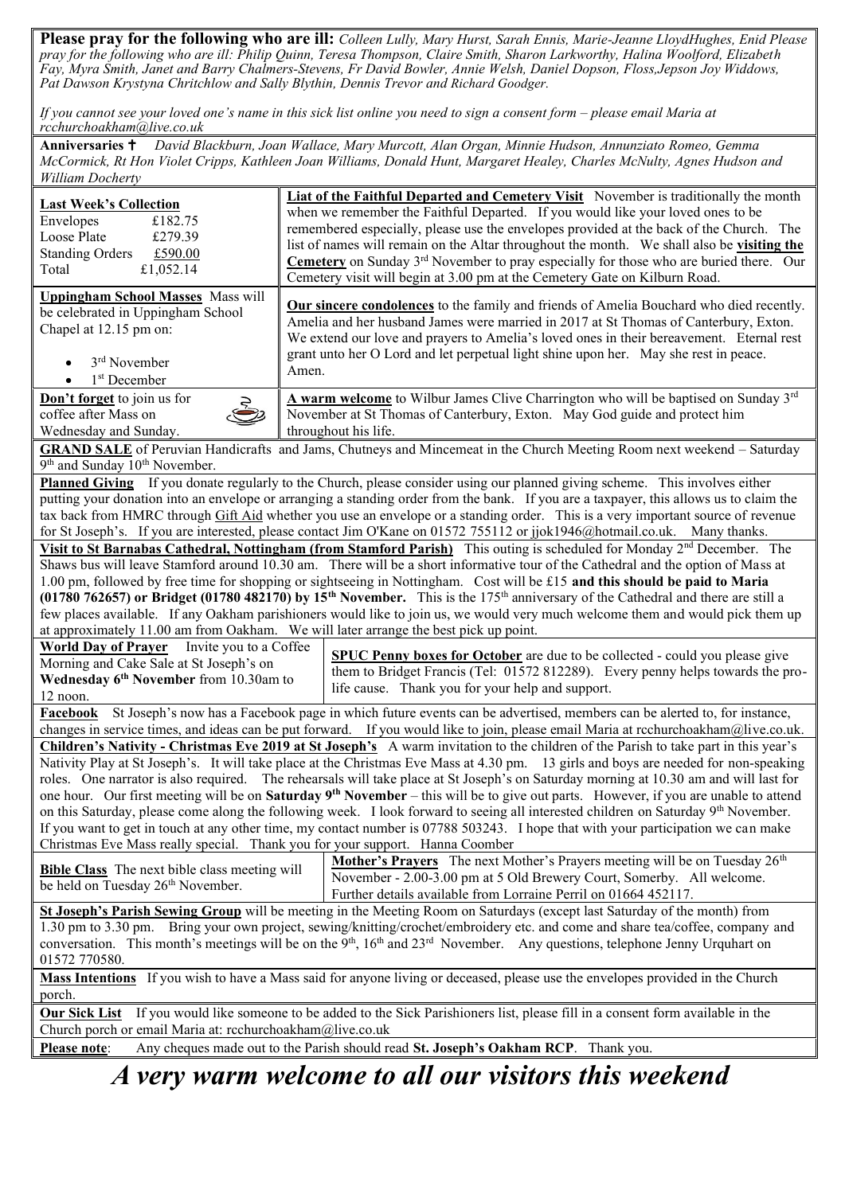**Please pray for the following who are ill:** *Colleen Lully, Mary Hurst, Sarah Ennis, Marie-Jeanne LloydHughes, Enid Please pray for the following who are ill: Philip Quinn, Teresa Thompson, Claire Smith, Sharon Larkworthy, Halina Woolford, Elizabeth Fay, Myra Smith, Janet and Barry Chalmers-Stevens, Fr David Bowler, Annie Welsh, Daniel Dopson, Floss,Jepson Joy Widdows, Pat Dawson Krystyna Chritchlow and Sally Blythin, Dennis Trevor and Richard Goodger.*

*If you cannot see your loved one's name in this sick list online you need to sign a consent form – please email Maria at rcchurchoakham@live.co.uk*

**Anniversaries ✝** *David Blackburn, Joan Wallace, Mary Murcott, Alan Organ, Minnie Hudson, Annunziato Romeo, Gemma McCormick, Rt Hon Violet Cripps, Kathleen Joan Williams, Donald Hunt, Margaret Healey, Charles McNulty, Agnes Hudson and William Docherty*

**Last Week's Collection**

| | |
|---|---|
| Envelopes | £182.75 |
| Loose Plate | £279.39 |
| Standing Orders | £590.00 |
| Total | £1,052.14 |

**Liat of the Faithful Departed and Cemetery Visit** November is traditionally the month when we remember the Faithful Departed. If you would like your loved ones to be remembered especially, please use the envelopes provided at the back of the Church. The list of names will remain on the Altar throughout the month. We shall also be **visiting the Cemetery** on Sunday 3rd November to pray especially for those who are buried there. Our Cemetery visit will begin at 3.00 pm at the Cemetery Gate on Kilburn Road.

**Uppingham School Masses** Mass will be celebrated in Uppingham School Chapel at 12.15 pm on:

- 3rd November
- 1st December

**Our sincere condolences** to the family and friends of Amelia Bouchard who died recently. Amelia and her husband James were married in 2017 at St Thomas of Canterbury, Exton. We extend our love and prayers to Amelia's loved ones in their bereavement. Eternal rest grant unto her O Lord and let perpetual light shine upon her. May she rest in peace. Amen.

**Don't forget** to join us for coffee after Mass on Wednesday and Sunday.

**A warm welcome** to Wilbur James Clive Charrington who will be baptised on Sunday 3rd November at St Thomas of Canterbury, Exton. May God guide and protect him throughout his life.

**GRAND SALE** of Peruvian Handicrafts and Jams, Chutneys and Mincemeat in the Church Meeting Room next weekend – Saturday 9th and Sunday 10th November.

**Planned Giving** If you donate regularly to the Church, please consider using our planned giving scheme. This involves either putting your donation into an envelope or arranging a standing order from the bank. If you are a taxpayer, this allows us to claim the tax back from HMRC through Gift Aid whether you use an envelope or a standing order. This is a very important source of revenue for St Joseph's. If you are interested, please contact Jim O'Kane on 01572 755112 or jjok1946@hotmail.co.uk. Many thanks.

**Visit to St Barnabas Cathedral, Nottingham (from Stamford Parish)** This outing is scheduled for Monday 2nd December. The Shaws bus will leave Stamford around 10.30 am. There will be a short informative tour of the Cathedral and the option of Mass at 1.00 pm, followed by free time for shopping or sightseeing in Nottingham. Cost will be £15 **and this should be paid to Maria (01780 762657) or Bridget (01780 482170) by 15th November.** This is the 175th anniversary of the Cathedral and there are still a few places available. If any Oakham parishioners would like to join us, we would very much welcome them and would pick them up at approximately 11.00 am from Oakham. We will later arrange the best pick up point.

**World Day of Prayer** Invite you to a Coffee Morning and Cake Sale at St Joseph's on **Wednesday 6th November** from 10.30am to 12 noon.

**SPUC Penny boxes for October** are due to be collected - could you please give them to Bridget Francis (Tel: 01572 812289). Every penny helps towards the pro-life cause. Thank you for your help and support.

**Facebook** St Joseph's now has a Facebook page in which future events can be advertised, members can be alerted to, for instance, changes in service times, and ideas can be put forward. If you would like to join, please email Maria at rcchurchoakham@live.co.uk.

**Children's Nativity - Christmas Eve 2019 at St Joseph's** A warm invitation to the children of the Parish to take part in this year's Nativity Play at St Joseph's. It will take place at the Christmas Eve Mass at 4.30 pm. 13 girls and boys are needed for non-speaking roles. One narrator is also required. The rehearsals will take place at St Joseph's on Saturday morning at 10.30 am and will last for one hour. Our first meeting will be on **Saturday 9th November** – this will be to give out parts. However, if you are unable to attend on this Saturday, please come along the following week. I look forward to seeing all interested children on Saturday 9th November. If you want to get in touch at any other time, my contact number is 07788 503243. I hope that with your participation we can make Christmas Eve Mass really special. Thank you for your support. Hanna Coomber

**Bible Class** The next bible class meeting will be held on Tuesday 26th November.

**Mother's Prayers** The next Mother's Prayers meeting will be on Tuesday 26th November - 2.00-3.00 pm at 5 Old Brewery Court, Somerby. All welcome. Further details available from Lorraine Perril on 01664 452117.

**St Joseph's Parish Sewing Group** will be meeting in the Meeting Room on Saturdays (except last Saturday of the month) from 1.30 pm to 3.30 pm. Bring your own project, sewing/knitting/crochet/embroidery etc. and come and share tea/coffee, company and conversation. This month's meetings will be on the 9th, 16th and 23rd November. Any questions, telephone Jenny Urquhart on 01572 770580.

**Mass Intentions** If you wish to have a Mass said for anyone living or deceased, please use the envelopes provided in the Church porch.

**Our Sick List** If you would like someone to be added to the Sick Parishioners list, please fill in a consent form available in the Church porch or email Maria at: rcchurchoakham@live.co.uk

**Please note**: Any cheques made out to the Parish should read **St. Joseph's Oakham RCP**. Thank you.

# *A very warm welcome to all our visitors this weekend*